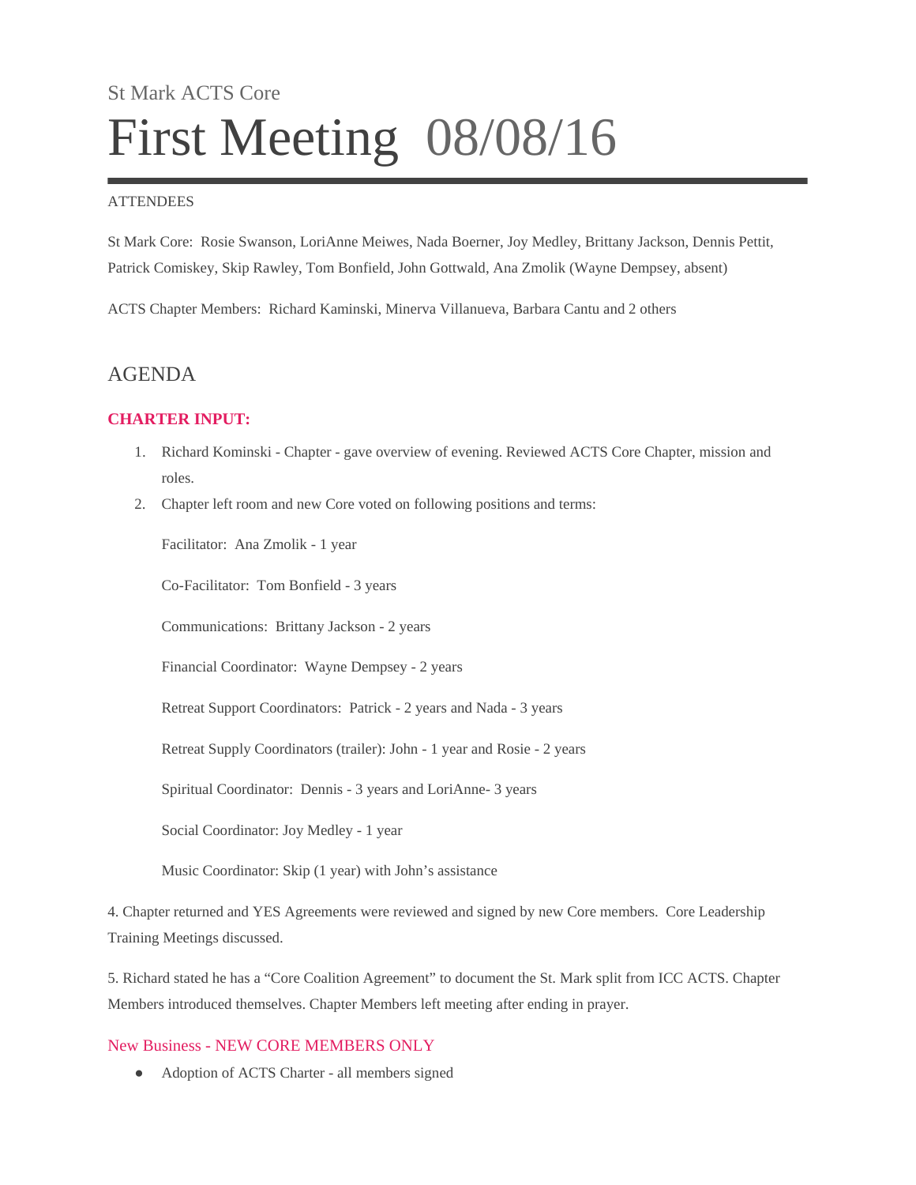St Mark ACTS Core

# First Meeting 08/08/16

ATTENDEES

St Mark Core: Rosie Swanson, LoriAnne Meiwes, Nada Boerner, Joy Medley, Brittany Jackson, Dennis Pettit, Patrick Comiskey, Skip Rawley, Tom Bonfield, John Gottwald, Ana Zmolik (Wayne Dempsey, absent)

ACTS Chapter Members: Richard Kaminski, Minerva Villanueva, Barbara Cantu and 2 others

## AGENDA

### CHARTER INPUT:

1. Richard Kominski - Chapter - gave overview of evening. Reviewed ACTS Core Chapter, mission and roles.
2. Chapter left room and new Core voted on following positions and terms:

   Facilitator: Ana Zmolik - 1 year

   Co-Facilitator: Tom Bonfield - 3 years

   Communications: Brittany Jackson - 2 years

   Financial Coordinator: Wayne Dempsey - 2 years

   Retreat Support Coordinators: Patrick - 2 years and Nada - 3 years

   Retreat Supply Coordinators (trailer): John - 1 year and Rosie - 2 years

   Spiritual Coordinator: Dennis - 3 years and LoriAnne- 3 years

   Social Coordinator: Joy Medley - 1 year

   Music Coordinator: Skip (1 year) with John's assistance

4. Chapter returned and YES Agreements were reviewed and signed by new Core members. Core Leadership Training Meetings discussed.

5. Richard stated he has a "Core Coalition Agreement" to document the St. Mark split from ICC ACTS. Chapter Members introduced themselves. Chapter Members left meeting after ending in prayer.

### New Business - NEW CORE MEMBERS ONLY

- Adoption of ACTS Charter - all members signed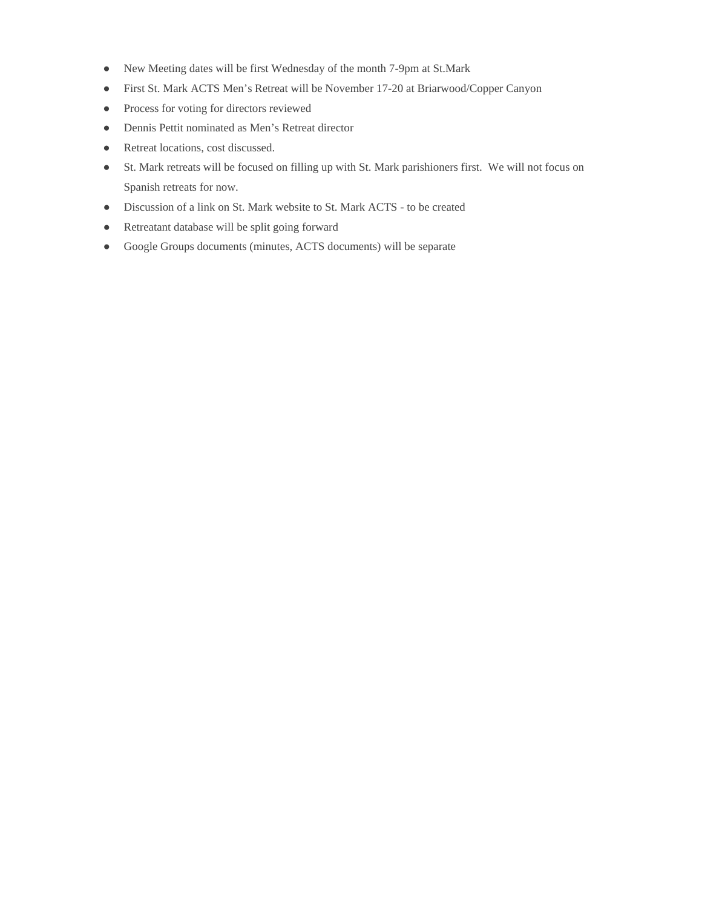- New Meeting dates will be first Wednesday of the month 7-9pm at St.Mark
- First St. Mark ACTS Men's Retreat will be November 17-20 at Briarwood/Copper Canyon
- Process for voting for directors reviewed
- Dennis Pettit nominated as Men's Retreat director
- Retreat locations, cost discussed.
- St. Mark retreats will be focused on filling up with St. Mark parishioners first. We will not focus on Spanish retreats for now.
- Discussion of a link on St. Mark website to St. Mark ACTS - to be created
- Retreatant database will be split going forward
- Google Groups documents (minutes, ACTS documents) will be separate